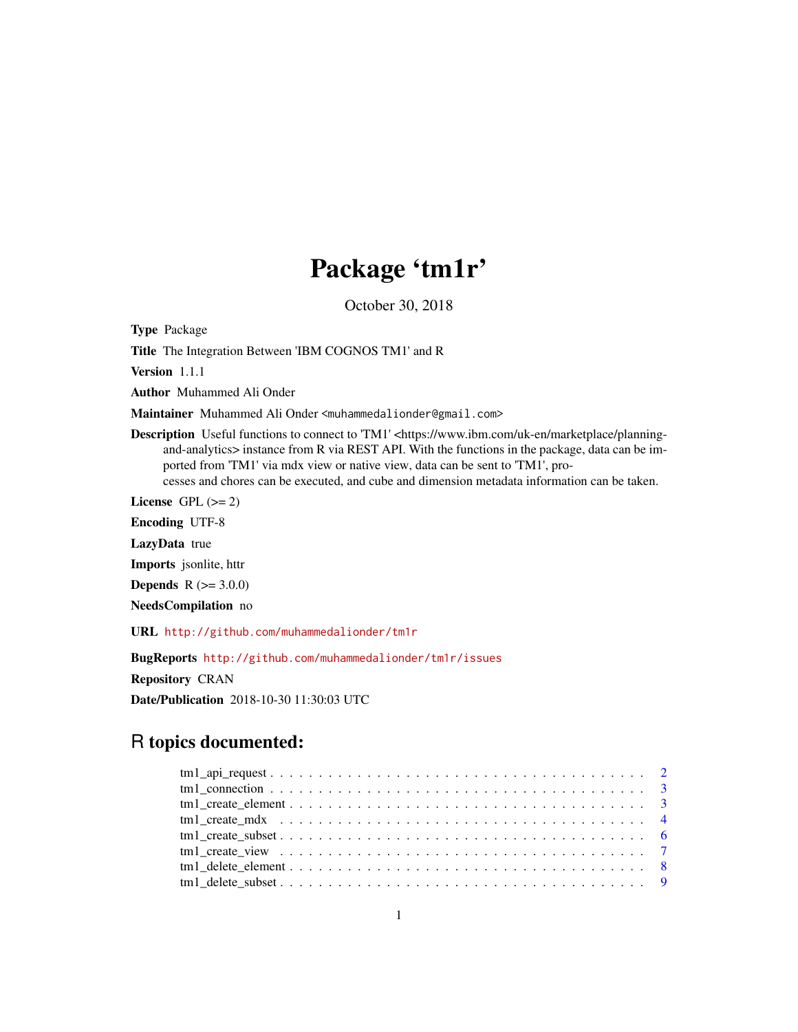# Package 'tm1r'

October 30, 2018

**Type** Package

**Title** The Integration Between 'IBM COGNOS TM1' and R

**Version** 1.1.1

**Author** Muhammed Ali Onder

**Maintainer** Muhammed Ali Onder <muhammedalionder@gmail.com>

**Description** Useful functions to connect to 'TM1' <https://www.ibm.com/uk-en/marketplace/planning-and-analytics> instance from R via REST API. With the functions in the package, data can be imported from 'TM1' via mdx view or native view, data can be sent to 'TM1', processes and chores can be executed, and cube and dimension metadata information can be taken.

**License** GPL (>= 2)

**Encoding** UTF-8

**LazyData** true

**Imports** jsonlite, httr

**Depends** R (>= 3.0.0)

**NeedsCompilation** no

**URL** http://github.com/muhammedalionder/tm1r

**BugReports** http://github.com/muhammedalionder/tm1r/issues

**Repository** CRAN

**Date/Publication** 2018-10-30 11:30:03 UTC

## R topics documented:

- tm1_api_request . . . . . . . . . . . . . . . . . . . . . . . . . . . . . . . . . . . . . 2
- tm1_connection . . . . . . . . . . . . . . . . . . . . . . . . . . . . . . . . . . . . . 3
- tm1_create_element . . . . . . . . . . . . . . . . . . . . . . . . . . . . . . . . . . . 3
- tm1_create_mdx . . . . . . . . . . . . . . . . . . . . . . . . . . . . . . . . . . . . . 4
- tm1_create_subset . . . . . . . . . . . . . . . . . . . . . . . . . . . . . . . . . . . . 6
- tm1_create_view . . . . . . . . . . . . . . . . . . . . . . . . . . . . . . . . . . . . . 7
- tm1_delete_element . . . . . . . . . . . . . . . . . . . . . . . . . . . . . . . . . . . 8
- tm1_delete_subset . . . . . . . . . . . . . . . . . . . . . . . . . . . . . . . . . . . . 9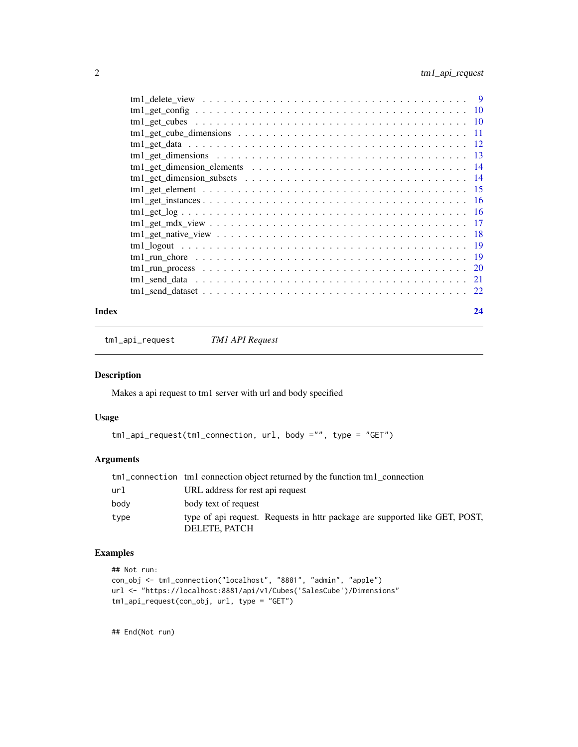| | |
|---|---|
| tm1_delete_view | 9 |
| tm1_get_config | 10 |
| tm1_get_cubes | 10 |
| tm1_get_cube_dimensions | 11 |
| tm1_get_data | 12 |
| tm1_get_dimensions | 13 |
| tm1_get_dimension_elements | 14 |
| tm1_get_dimension_subsets | 14 |
| tm1_get_element | 15 |
| tm1_get_instances | 16 |
| tm1_get_log | 16 |
| tm1_get_mdx_view | 17 |
| tm1_get_native_view | 18 |
| tm1_logout | 19 |
| tm1_run_chore | 19 |
| tm1_run_process | 20 |
| tm1_send_data | 21 |
| tm1_send_dataset | 22 |

**Index** **24**

---

`tm1_api_request` *TM1 API Request*

---

## Description

Makes a api request to tm1 server with url and body specified

## Usage

```
tm1_api_request(tm1_connection, url, body ="", type = "GET")
```

## Arguments

| | |
|---|---|
| `tm1_connection` | tm1 connection object returned by the function tm1_connection |
| `url` | URL address for rest api request |
| `body` | body text of request |
| `type` | type of api request. Requests in httr package are supported like GET, POST, DELETE, PATCH |

## Examples

```
## Not run:
con_obj <- tm1_connection("localhost", "8881", "admin", "apple")
url <- "https://localhost:8881/api/v1/Cubes('SalesCube')/Dimensions"
tm1_api_request(con_obj, url, type = "GET")


## End(Not run)
```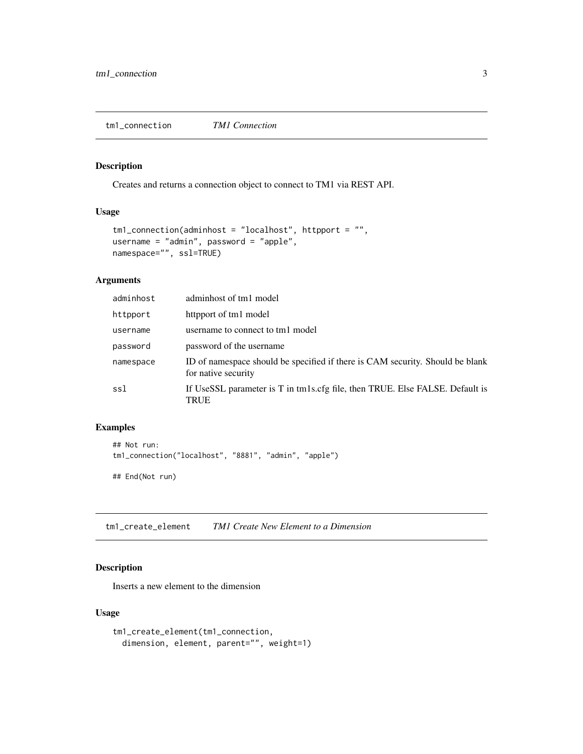## tm1_connection — *TM1 Connection*

### Description

Creates and returns a connection object to connect to TM1 via REST API.

### Usage

```
tm1_connection(adminhost = "localhost", httpport = "",
username = "admin", password = "apple",
namespace="", ssl=TRUE)
```

### Arguments

| | |
|---|---|
| adminhost | adminhost of tm1 model |
| httpport | httpport of tm1 model |
| username | username to connect to tm1 model |
| password | password of the username |
| namespace | ID of namespace should be specified if there is CAM security. Should be blank for native security |
| ssl | If UseSSL parameter is T in tm1s.cfg file, then TRUE. Else FALSE. Default is TRUE |

### Examples

```
## Not run:
tm1_connection("localhost", "8881", "admin", "apple")

## End(Not run)
```

## tm1_create_element — *TM1 Create New Element to a Dimension*

### Description

Inserts a new element to the dimension

### Usage

```
tm1_create_element(tm1_connection,
  dimension, element, parent="", weight=1)
```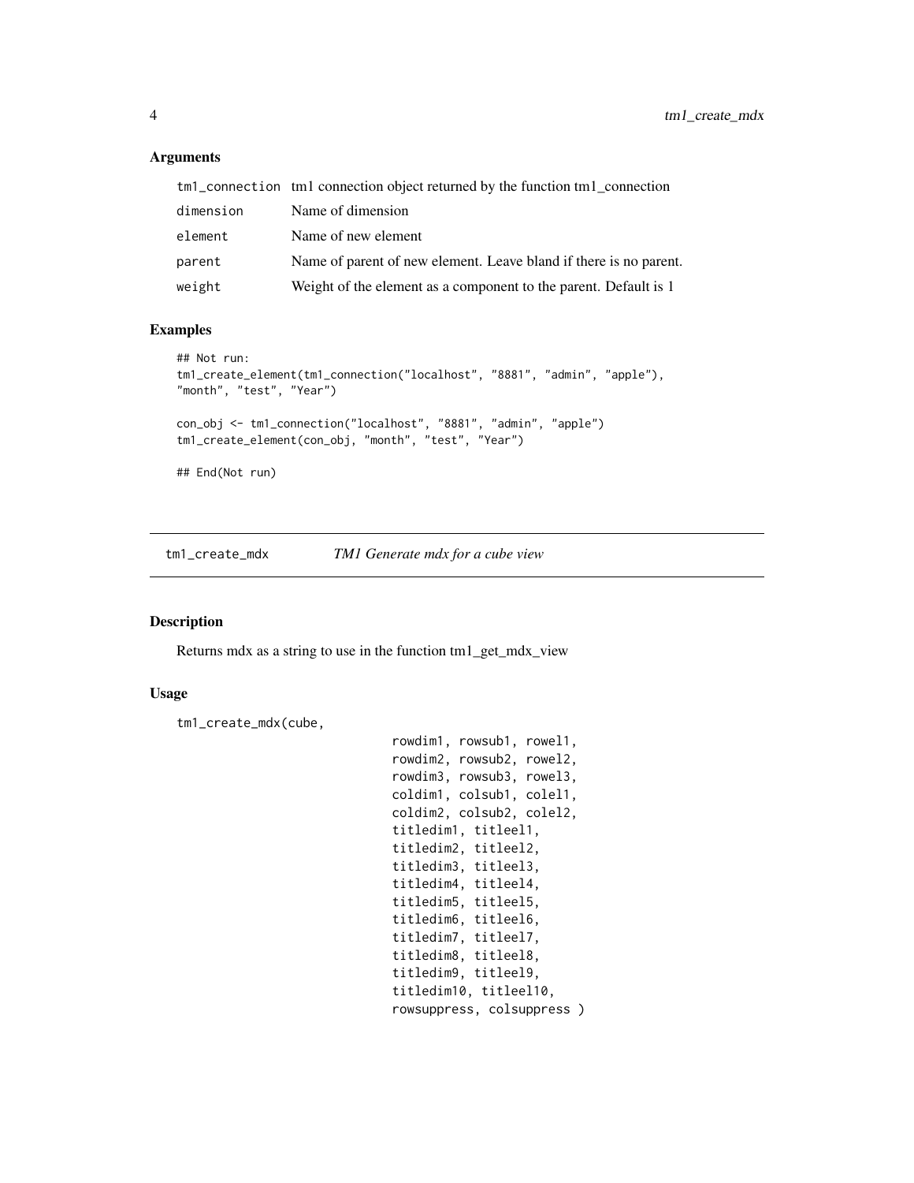### Arguments

| | |
|---|---|
| tm1_connection | tm1 connection object returned by the function tm1_connection |
| dimension | Name of dimension |
| element | Name of new element |
| parent | Name of parent of new element. Leave bland if there is no parent. |
| weight | Weight of the element as a component to the parent. Default is 1 |

### Examples

```
## Not run:
tm1_create_element(tm1_connection("localhost", "8881", "admin", "apple"),
"month", "test", "Year")

con_obj <- tm1_connection("localhost", "8881", "admin", "apple")
tm1_create_element(con_obj, "month", "test", "Year")

## End(Not run)
```

---

## tm1_create_mdx    *TM1 Generate mdx for a cube view*

### Description

Returns mdx as a string to use in the function tm1_get_mdx_view

### Usage

```
tm1_create_mdx(cube,
                              rowdim1, rowsub1, rowel1,
                              rowdim2, rowsub2, rowel2,
                              rowdim3, rowsub3, rowel3,
                              coldim1, colsub1, colel1,
                              coldim2, colsub2, colel2,
                              titledim1, titleel1,
                              titledim2, titleel2,
                              titledim3, titleel3,
                              titledim4, titleel4,
                              titledim5, titleel5,
                              titledim6, titleel6,
                              titledim7, titleel7,
                              titledim8, titleel8,
                              titledim9, titleel9,
                              titledim10, titleel10,
                              rowsuppress, colsuppress )
```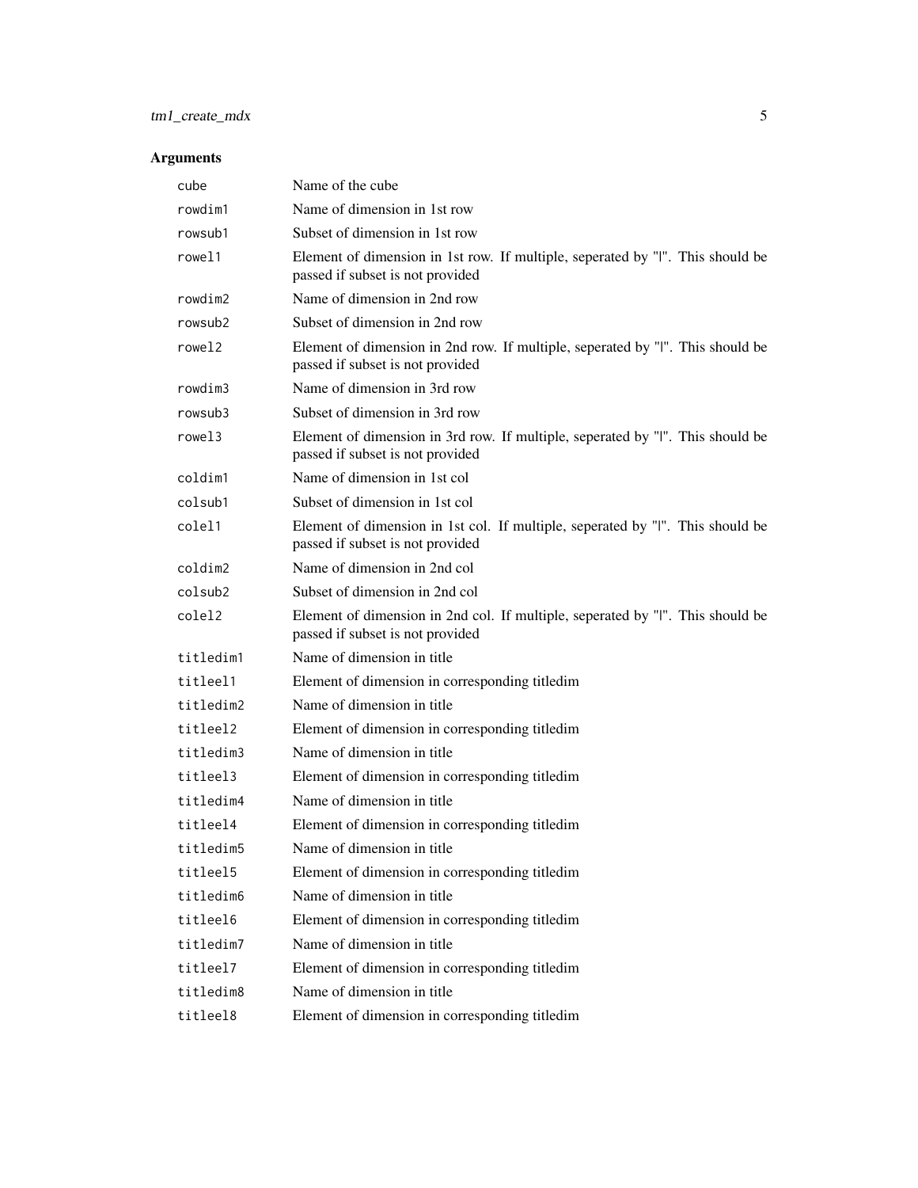## Arguments

| | |
|---|---|
| `cube` | Name of the cube |
| `rowdim1` | Name of dimension in 1st row |
| `rowsub1` | Subset of dimension in 1st row |
| `rowel1` | Element of dimension in 1st row. If multiple, seperated by "\|". This should be passed if subset is not provided |
| `rowdim2` | Name of dimension in 2nd row |
| `rowsub2` | Subset of dimension in 2nd row |
| `rowel2` | Element of dimension in 2nd row. If multiple, seperated by "\|". This should be passed if subset is not provided |
| `rowdim3` | Name of dimension in 3rd row |
| `rowsub3` | Subset of dimension in 3rd row |
| `rowel3` | Element of dimension in 3rd row. If multiple, seperated by "\|". This should be passed if subset is not provided |
| `coldim1` | Name of dimension in 1st col |
| `colsub1` | Subset of dimension in 1st col |
| `colel1` | Element of dimension in 1st col. If multiple, seperated by "\|". This should be passed if subset is not provided |
| `coldim2` | Name of dimension in 2nd col |
| `colsub2` | Subset of dimension in 2nd col |
| `colel2` | Element of dimension in 2nd col. If multiple, seperated by "\|". This should be passed if subset is not provided |
| `titledim1` | Name of dimension in title |
| `titleel1` | Element of dimension in corresponding titledim |
| `titledim2` | Name of dimension in title |
| `titleel2` | Element of dimension in corresponding titledim |
| `titledim3` | Name of dimension in title |
| `titleel3` | Element of dimension in corresponding titledim |
| `titledim4` | Name of dimension in title |
| `titleel4` | Element of dimension in corresponding titledim |
| `titledim5` | Name of dimension in title |
| `titleel5` | Element of dimension in corresponding titledim |
| `titledim6` | Name of dimension in title |
| `titleel6` | Element of dimension in corresponding titledim |
| `titledim7` | Name of dimension in title |
| `titleel7` | Element of dimension in corresponding titledim |
| `titledim8` | Name of dimension in title |
| `titleel8` | Element of dimension in corresponding titledim |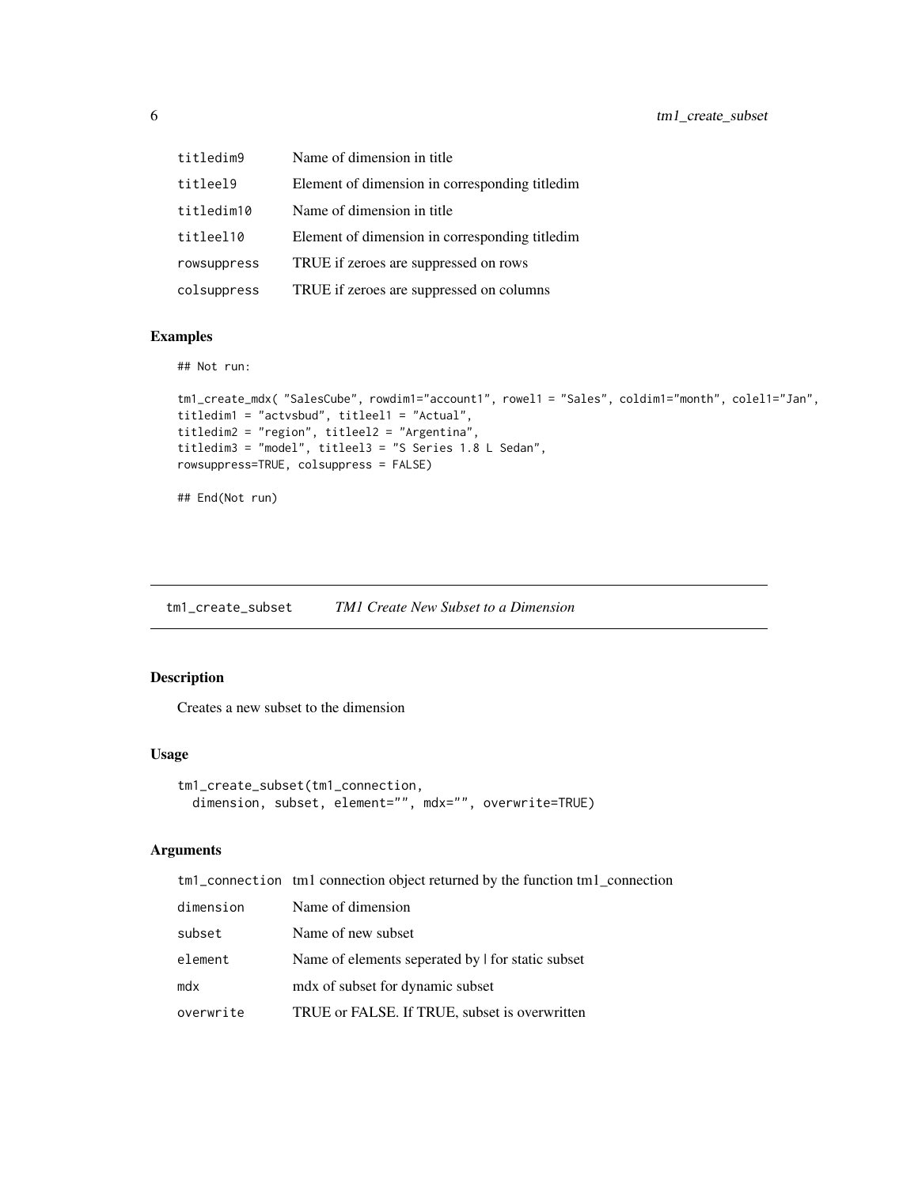| | |
|---|---|
| titledim9 | Name of dimension in title |
| titleel9 | Element of dimension in corresponding titledim |
| titledim10 | Name of dimension in title |
| titleel10 | Element of dimension in corresponding titledim |
| rowsuppress | TRUE if zeroes are suppressed on rows |
| colsuppress | TRUE if zeroes are suppressed on columns |

## Examples

```
## Not run:

tm1_create_mdx( "SalesCube", rowdim1="account1", rowel1 = "Sales", coldim1="month", colel1="Jan",
titledim1 = "actvsbud", titleel1 = "Actual",
titledim2 = "region", titleel2 = "Argentina",
titledim3 = "model", titleel3 = "S Series 1.8 L Sedan",
rowsuppress=TRUE, colsuppress = FALSE)

## End(Not run)
```

---

# tm1_create_subset *TM1 Create New Subset to a Dimension*

## Description

Creates a new subset to the dimension

## Usage

```
tm1_create_subset(tm1_connection,
  dimension, subset, element="", mdx="", overwrite=TRUE)
```

## Arguments

| | |
|---|---|
| tm1_connection | tm1 connection object returned by the function tm1_connection |
| dimension | Name of dimension |
| subset | Name of new subset |
| element | Name of elements seperated by \| for static subset |
| mdx | mdx of subset for dynamic subset |
| overwrite | TRUE or FALSE. If TRUE, subset is overwritten |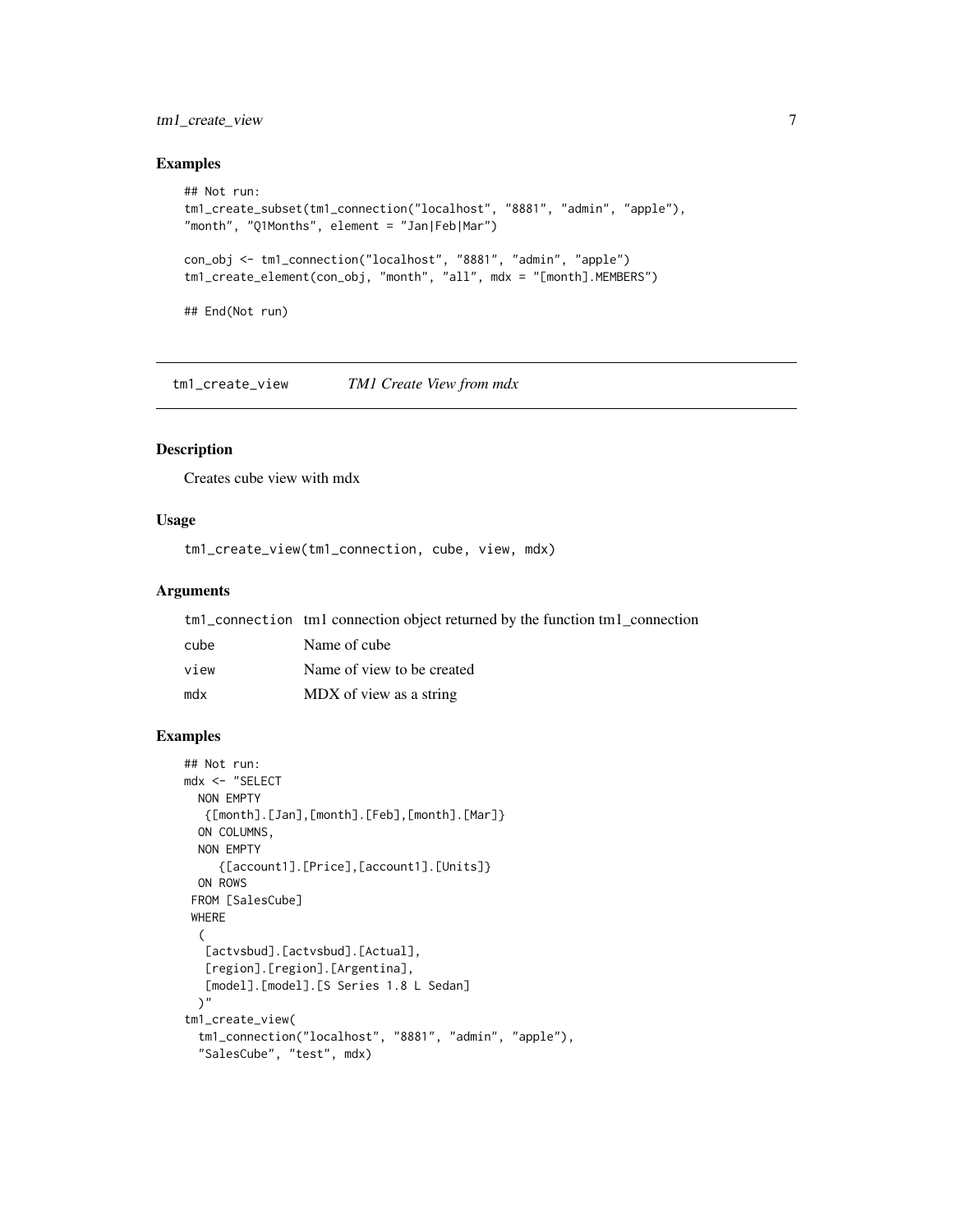## Examples

```
## Not run:
tm1_create_subset(tm1_connection("localhost", "8881", "admin", "apple"),
"month", "Q1Months", element = "Jan|Feb|Mar")

con_obj <- tm1_connection("localhost", "8881", "admin", "apple")
tm1_create_element(con_obj, "month", "all", mdx = "[month].MEMBERS")

## End(Not run)
```

---

# tm1_create_view *TM1 Create View from mdx*

## Description

Creates cube view with mdx

## Usage

```
tm1_create_view(tm1_connection, cube, view, mdx)
```

## Arguments

| | |
|---|---|
| `tm1_connection` | tm1 connection object returned by the function tm1_connection |
| `cube` | Name of cube |
| `view` | Name of view to be created |
| `mdx` | MDX of view as a string |

## Examples

```
## Not run:
mdx <- "SELECT
  NON EMPTY
   {[month].[Jan],[month].[Feb],[month].[Mar]}
  ON COLUMNS,
  NON EMPTY
     {[account1].[Price],[account1].[Units]}
  ON ROWS
 FROM [SalesCube]
 WHERE
  (
   [actvsbud].[actvsbud].[Actual],
   [region].[region].[Argentina],
   [model].[model].[S Series 1.8 L Sedan]
  )"
tm1_create_view(
  tm1_connection("localhost", "8881", "admin", "apple"),
  "SalesCube", "test", mdx)
```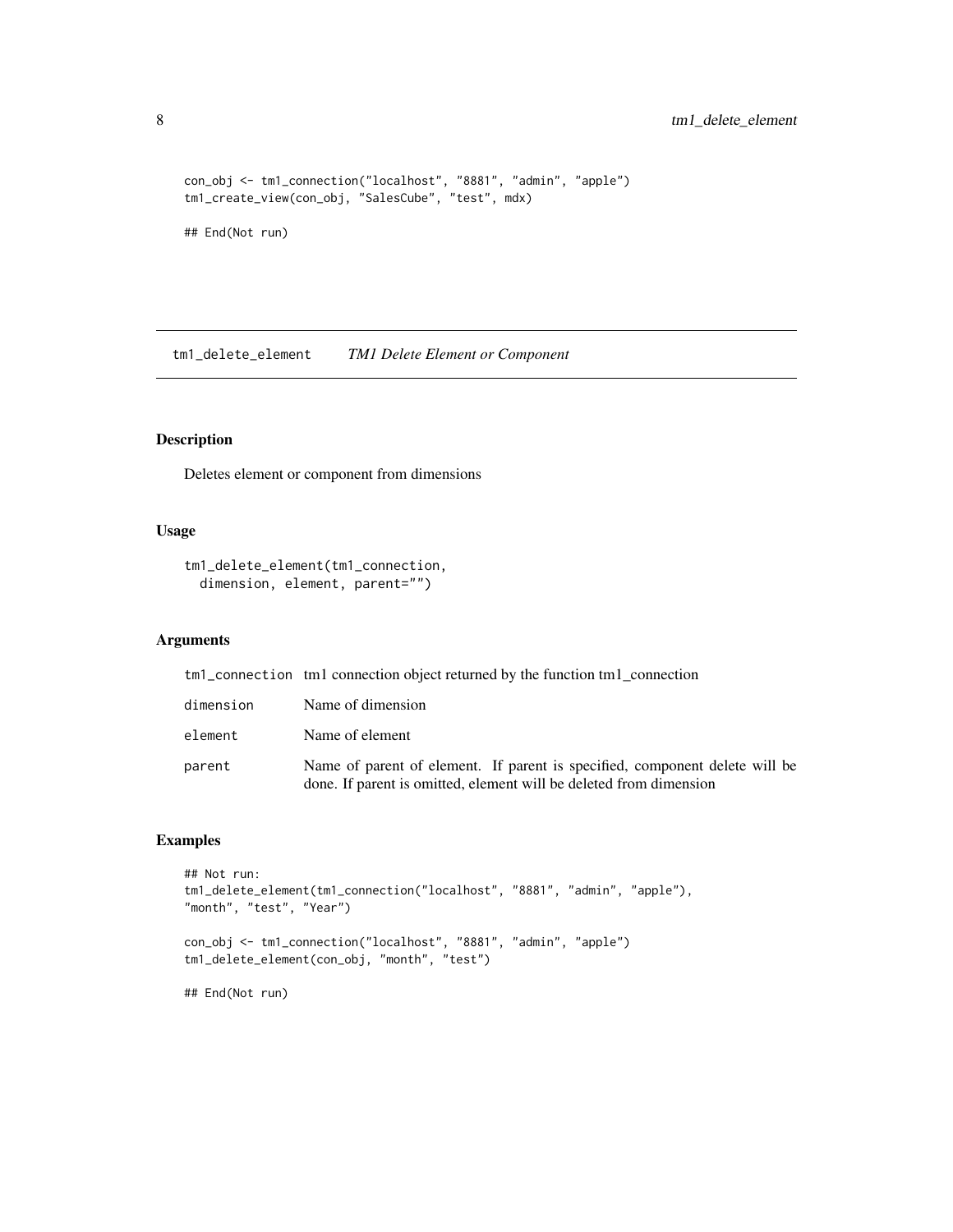```
con_obj <- tm1_connection("localhost", "8881", "admin", "apple")
tm1_create_view(con_obj, "SalesCube", "test", mdx)

## End(Not run)
```

## tm1_delete_element *TM1 Delete Element or Component*

### Description

Deletes element or component from dimensions

### Usage

```
tm1_delete_element(tm1_connection,
  dimension, element, parent="")
```

### Arguments

| | |
|---|---|
| tm1_connection | tm1 connection object returned by the function tm1_connection |
| dimension | Name of dimension |
| element | Name of element |
| parent | Name of parent of element. If parent is specified, component delete will be done. If parent is omitted, element will be deleted from dimension |

### Examples

```
## Not run:
tm1_delete_element(tm1_connection("localhost", "8881", "admin", "apple"),
"month", "test", "Year")

con_obj <- tm1_connection("localhost", "8881", "admin", "apple")
tm1_delete_element(con_obj, "month", "test")

## End(Not run)
```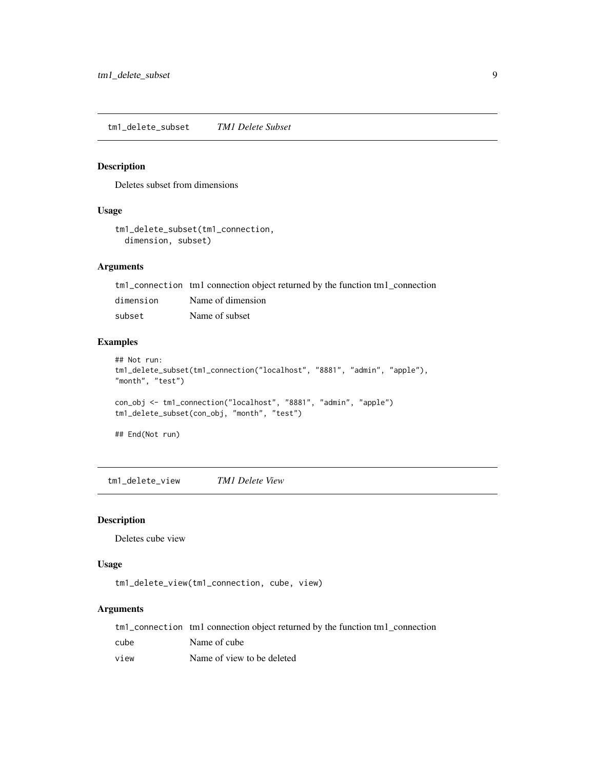## tm1_delete_subset    *TM1 Delete Subset*

### Description

Deletes subset from dimensions

### Usage

```
tm1_delete_subset(tm1_connection,
  dimension, subset)
```

### Arguments

| | |
|---|---|
| tm1_connection | tm1 connection object returned by the function tm1_connection |
| dimension | Name of dimension |
| subset | Name of subset |

### Examples

```
## Not run:
tm1_delete_subset(tm1_connection("localhost", "8881", "admin", "apple"),
"month", "test")

con_obj <- tm1_connection("localhost", "8881", "admin", "apple")
tm1_delete_subset(con_obj, "month", "test")

## End(Not run)
```

## tm1_delete_view    *TM1 Delete View*

### Description

Deletes cube view

### Usage

```
tm1_delete_view(tm1_connection, cube, view)
```

### Arguments

| | |
|---|---|
| tm1_connection | tm1 connection object returned by the function tm1_connection |
| cube | Name of cube |
| view | Name of view to be deleted |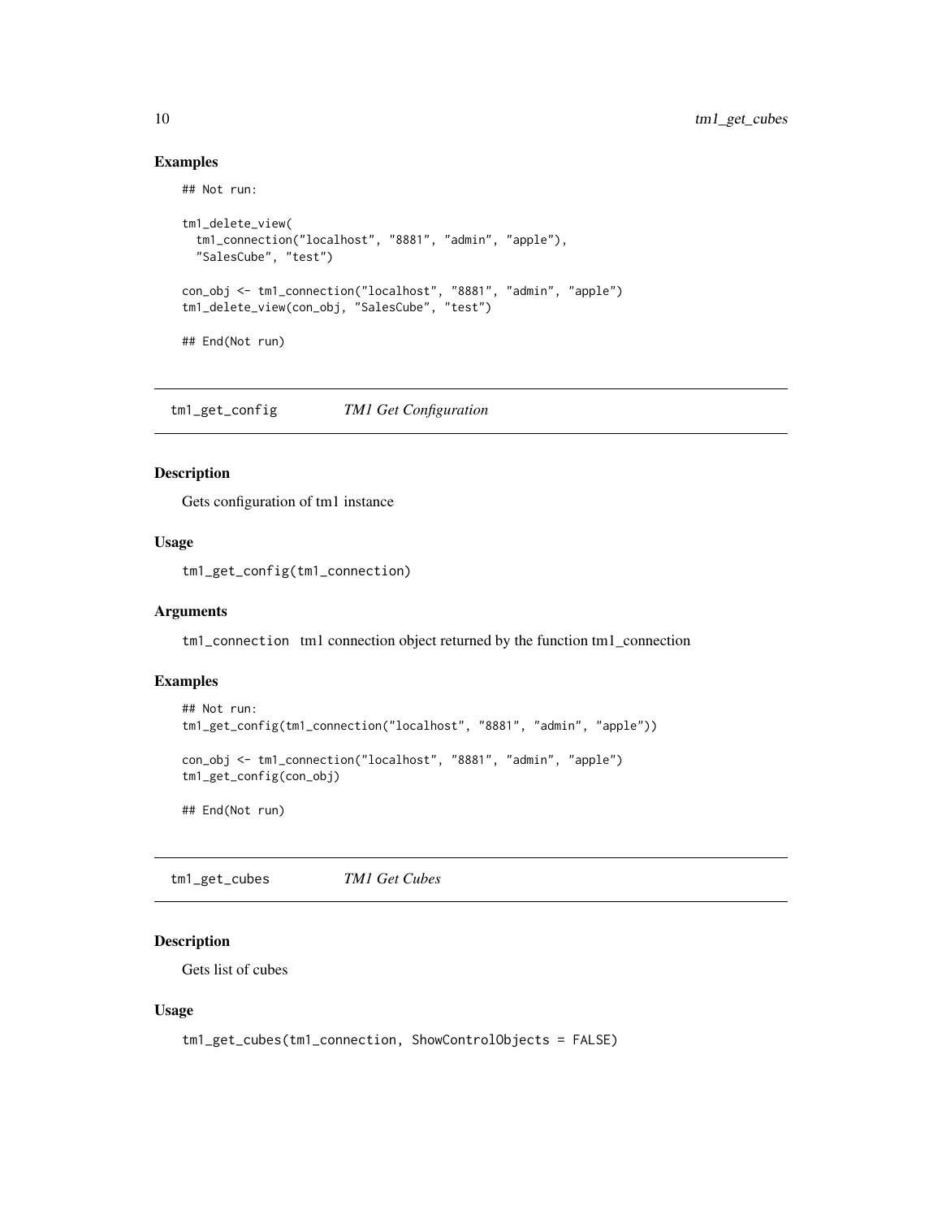### Examples

```
## Not run:

tm1_delete_view(
  tm1_connection("localhost", "8881", "admin", "apple"),
  "SalesCube", "test")

con_obj <- tm1_connection("localhost", "8881", "admin", "apple")
tm1_delete_view(con_obj, "SalesCube", "test")

## End(Not run)
```

## tm1_get_config *TM1 Get Configuration*

### Description

Gets configuration of tm1 instance

### Usage

```
tm1_get_config(tm1_connection)
```

### Arguments

`tm1_connection` tm1 connection object returned by the function tm1_connection

### Examples

```
## Not run:
tm1_get_config(tm1_connection("localhost", "8881", "admin", "apple"))

con_obj <- tm1_connection("localhost", "8881", "admin", "apple")
tm1_get_config(con_obj)

## End(Not run)
```

## tm1_get_cubes *TM1 Get Cubes*

### Description

Gets list of cubes

### Usage

```
tm1_get_cubes(tm1_connection, ShowControlObjects = FALSE)
```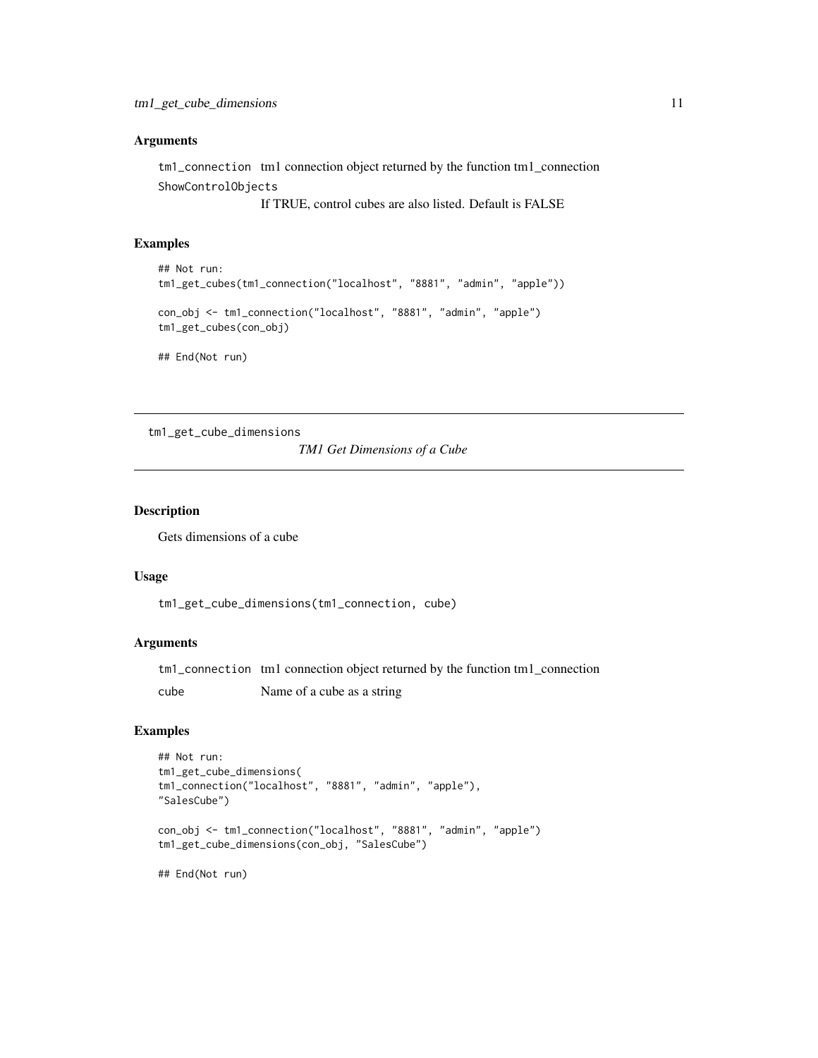### Arguments

tm1_connection tm1 connection object returned by the function tm1_connection

ShowControlObjects
If TRUE, control cubes are also listed. Default is FALSE

### Examples

```
## Not run:
tm1_get_cubes(tm1_connection("localhost", "8881", "admin", "apple"))

con_obj <- tm1_connection("localhost", "8881", "admin", "apple")
tm1_get_cubes(con_obj)

## End(Not run)
```

---

## tm1_get_cube_dimensions

*TM1 Get Dimensions of a Cube*

---

### Description

Gets dimensions of a cube

### Usage

```
tm1_get_cube_dimensions(tm1_connection, cube)
```

### Arguments

| | |
|---|---|
| tm1_connection | tm1 connection object returned by the function tm1_connection |
| cube | Name of a cube as a string |

### Examples

```
## Not run:
tm1_get_cube_dimensions(
tm1_connection("localhost", "8881", "admin", "apple"),
"SalesCube")

con_obj <- tm1_connection("localhost", "8881", "admin", "apple")
tm1_get_cube_dimensions(con_obj, "SalesCube")

## End(Not run)
```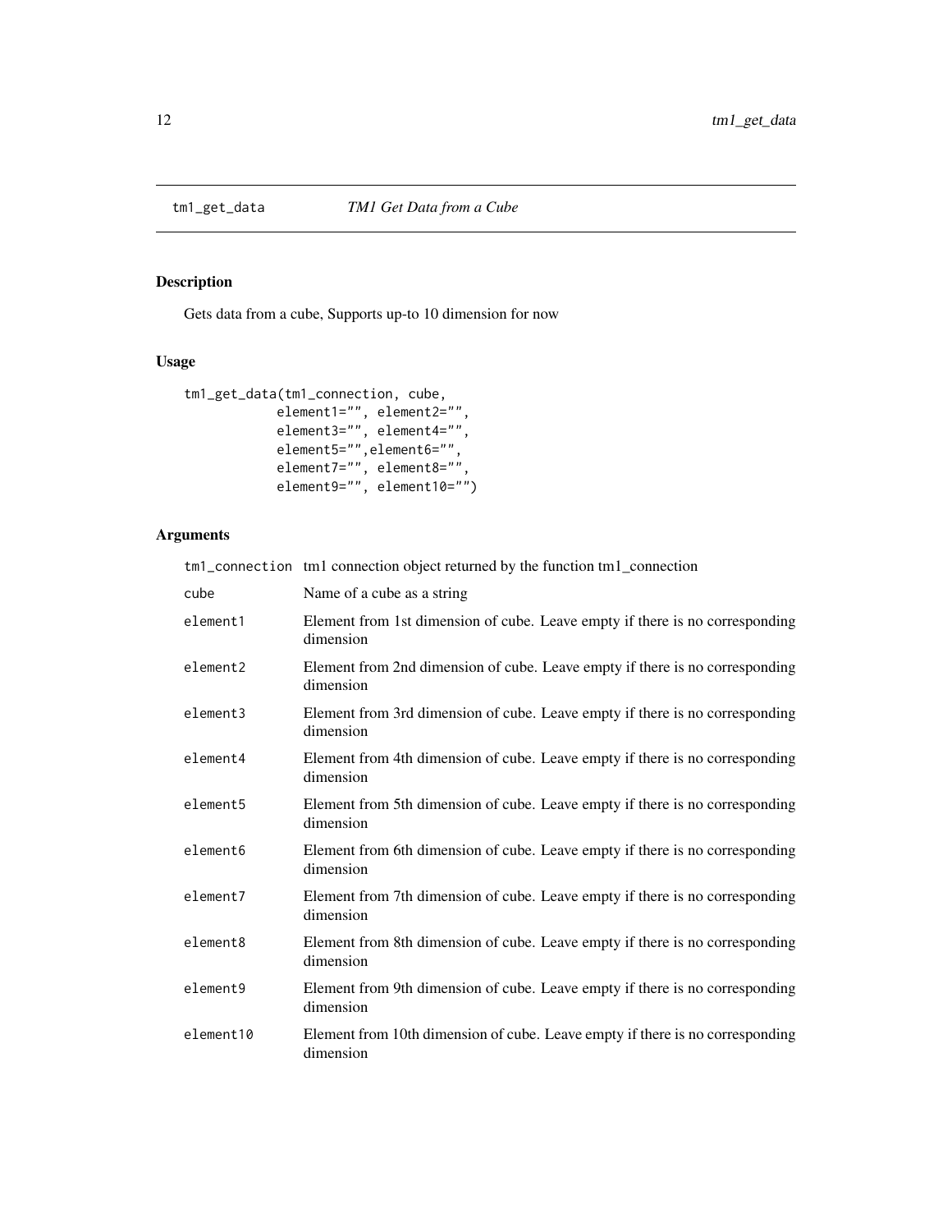## tm1_get_data *TM1 Get Data from a Cube*

### Description

Gets data from a cube, Supports up-to 10 dimension for now

### Usage

```
tm1_get_data(tm1_connection, cube,
            element1="", element2="",
            element3="", element4="",
            element5="",element6="",
            element7="", element8="",
            element9="", element10="")
```

### Arguments

| | |
|---|---|
| tm1_connection | tm1 connection object returned by the function tm1_connection |
| cube | Name of a cube as a string |
| element1 | Element from 1st dimension of cube. Leave empty if there is no corresponding dimension |
| element2 | Element from 2nd dimension of cube. Leave empty if there is no corresponding dimension |
| element3 | Element from 3rd dimension of cube. Leave empty if there is no corresponding dimension |
| element4 | Element from 4th dimension of cube. Leave empty if there is no corresponding dimension |
| element5 | Element from 5th dimension of cube. Leave empty if there is no corresponding dimension |
| element6 | Element from 6th dimension of cube. Leave empty if there is no corresponding dimension |
| element7 | Element from 7th dimension of cube. Leave empty if there is no corresponding dimension |
| element8 | Element from 8th dimension of cube. Leave empty if there is no corresponding dimension |
| element9 | Element from 9th dimension of cube. Leave empty if there is no corresponding dimension |
| element10 | Element from 10th dimension of cube. Leave empty if there is no corresponding dimension |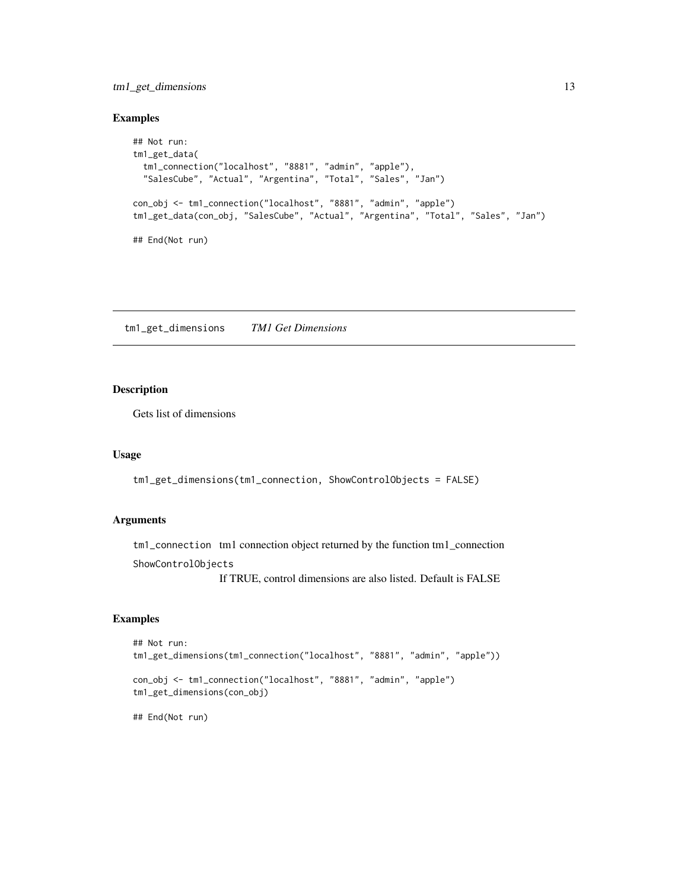## Examples

```
## Not run:
tm1_get_data(
  tm1_connection("localhost", "8881", "admin", "apple"),
  "SalesCube", "Actual", "Argentina", "Total", "Sales", "Jan")

con_obj <- tm1_connection("localhost", "8881", "admin", "apple")
tm1_get_data(con_obj, "SalesCube", "Actual", "Argentina", "Total", "Sales", "Jan")

## End(Not run)
```

---

# tm1_get_dimensions    *TM1 Get Dimensions*

---

## Description

Gets list of dimensions

## Usage

```
tm1_get_dimensions(tm1_connection, ShowControlObjects = FALSE)
```

## Arguments

`tm1_connection` tm1 connection object returned by the function tm1_connection

`ShowControlObjects`
If TRUE, control dimensions are also listed. Default is FALSE

## Examples

```
## Not run:
tm1_get_dimensions(tm1_connection("localhost", "8881", "admin", "apple"))

con_obj <- tm1_connection("localhost", "8881", "admin", "apple")
tm1_get_dimensions(con_obj)

## End(Not run)
```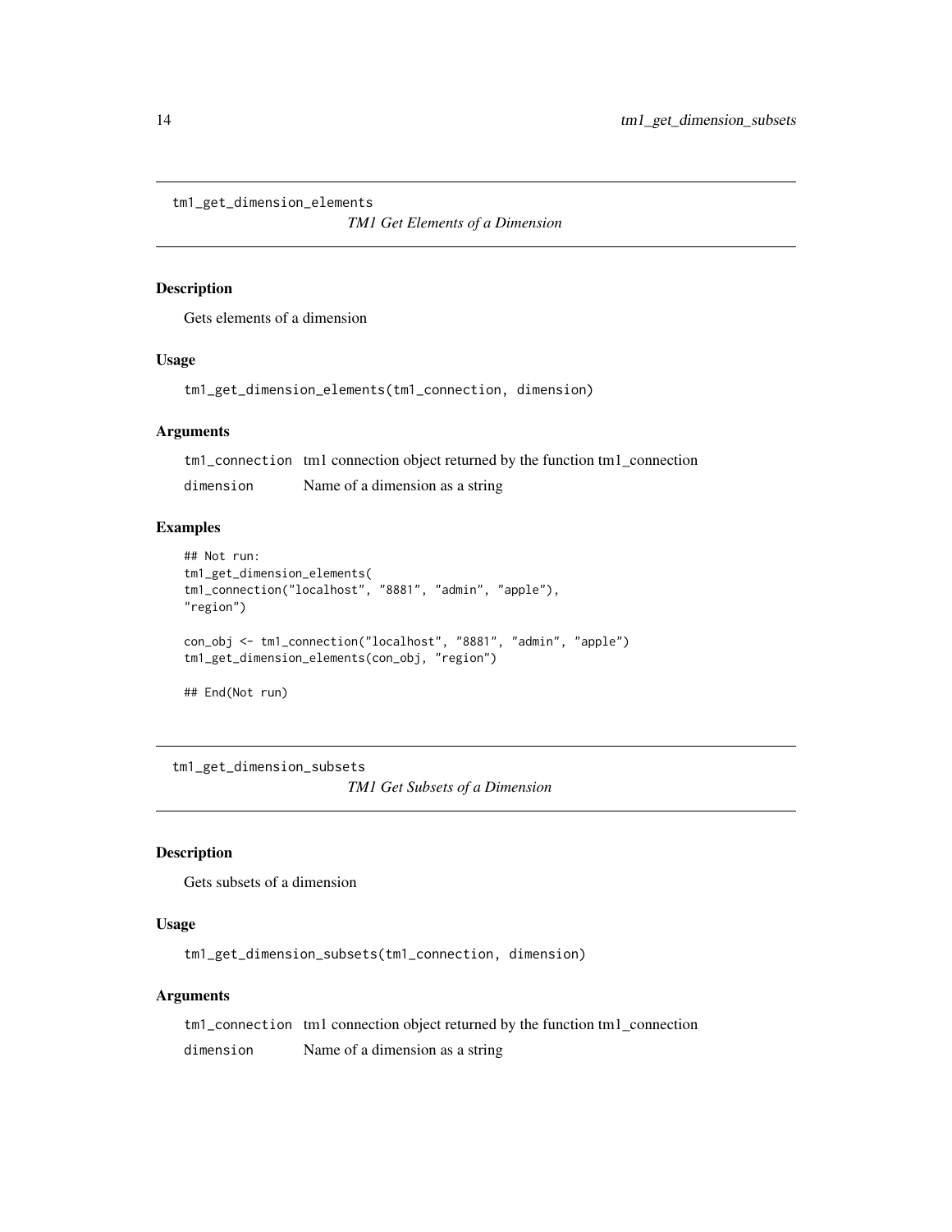## tm1_get_dimension_elements

*TM1 Get Elements of a Dimension*

### Description

Gets elements of a dimension

### Usage

```
tm1_get_dimension_elements(tm1_connection, dimension)
```

### Arguments

| | |
|---|---|
| `tm1_connection` | tm1 connection object returned by the function tm1_connection |
| `dimension` | Name of a dimension as a string |

### Examples

```
## Not run:
tm1_get_dimension_elements(
tm1_connection("localhost", "8881", "admin", "apple"),
"region")

con_obj <- tm1_connection("localhost", "8881", "admin", "apple")
tm1_get_dimension_elements(con_obj, "region")

## End(Not run)
```

## tm1_get_dimension_subsets

*TM1 Get Subsets of a Dimension*

### Description

Gets subsets of a dimension

### Usage

```
tm1_get_dimension_subsets(tm1_connection, dimension)
```

### Arguments

| | |
|---|---|
| `tm1_connection` | tm1 connection object returned by the function tm1_connection |
| `dimension` | Name of a dimension as a string |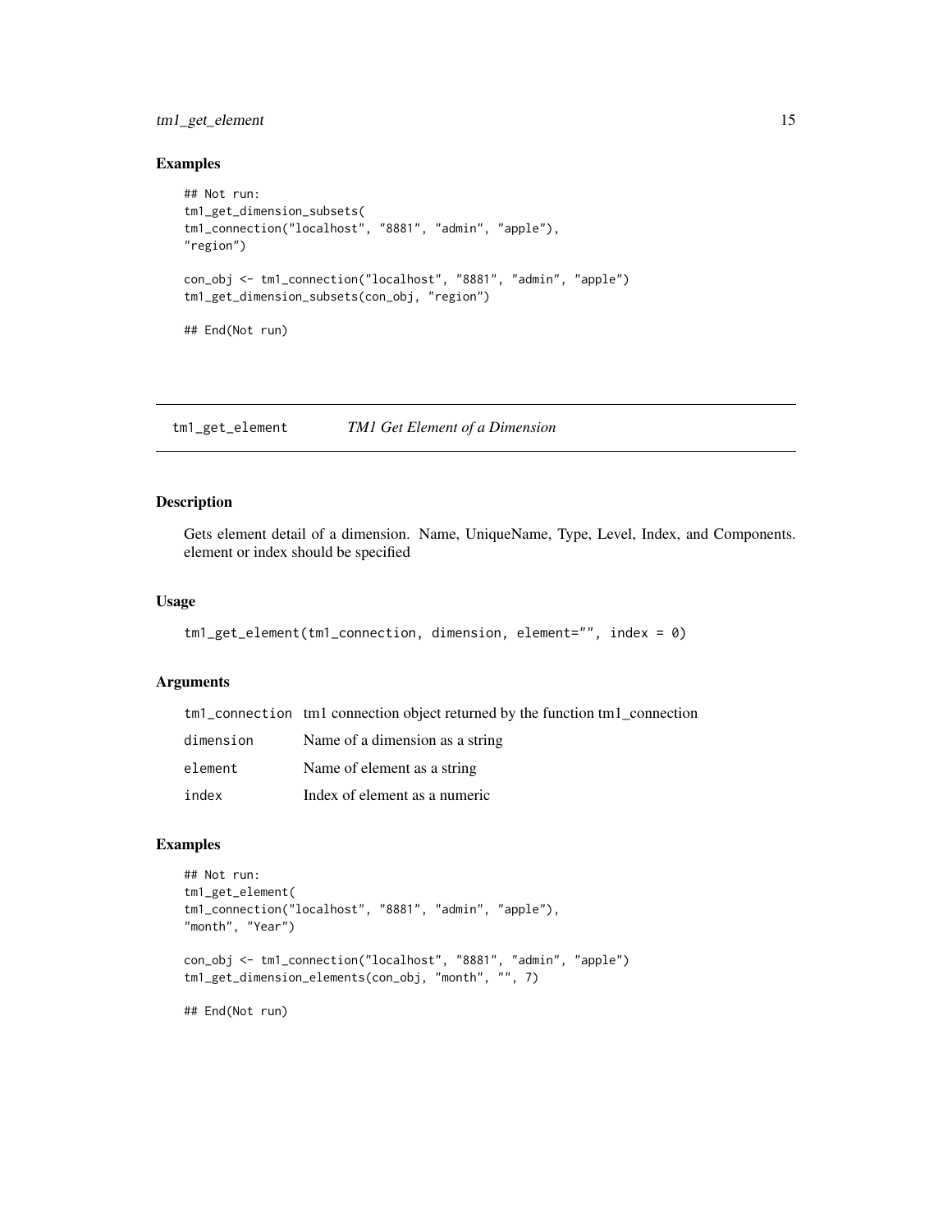## Examples

```
## Not run:
tm1_get_dimension_subsets(
tm1_connection("localhost", "8881", "admin", "apple"),
"region")

con_obj <- tm1_connection("localhost", "8881", "admin", "apple")
tm1_get_dimension_subsets(con_obj, "region")

## End(Not run)
```

---

# tm1_get_element    *TM1 Get Element of a Dimension*

## Description

Gets element detail of a dimension. Name, UniqueName, Type, Level, Index, and Components. element or index should be specified

## Usage

```
tm1_get_element(tm1_connection, dimension, element="", index = 0)
```

## Arguments

| | |
|---|---|
| tm1_connection | tm1 connection object returned by the function tm1_connection |
| dimension | Name of a dimension as a string |
| element | Name of element as a string |
| index | Index of element as a numeric |

## Examples

```
## Not run:
tm1_get_element(
tm1_connection("localhost", "8881", "admin", "apple"),
"month", "Year")

con_obj <- tm1_connection("localhost", "8881", "admin", "apple")
tm1_get_dimension_elements(con_obj, "month", "", 7)

## End(Not run)
```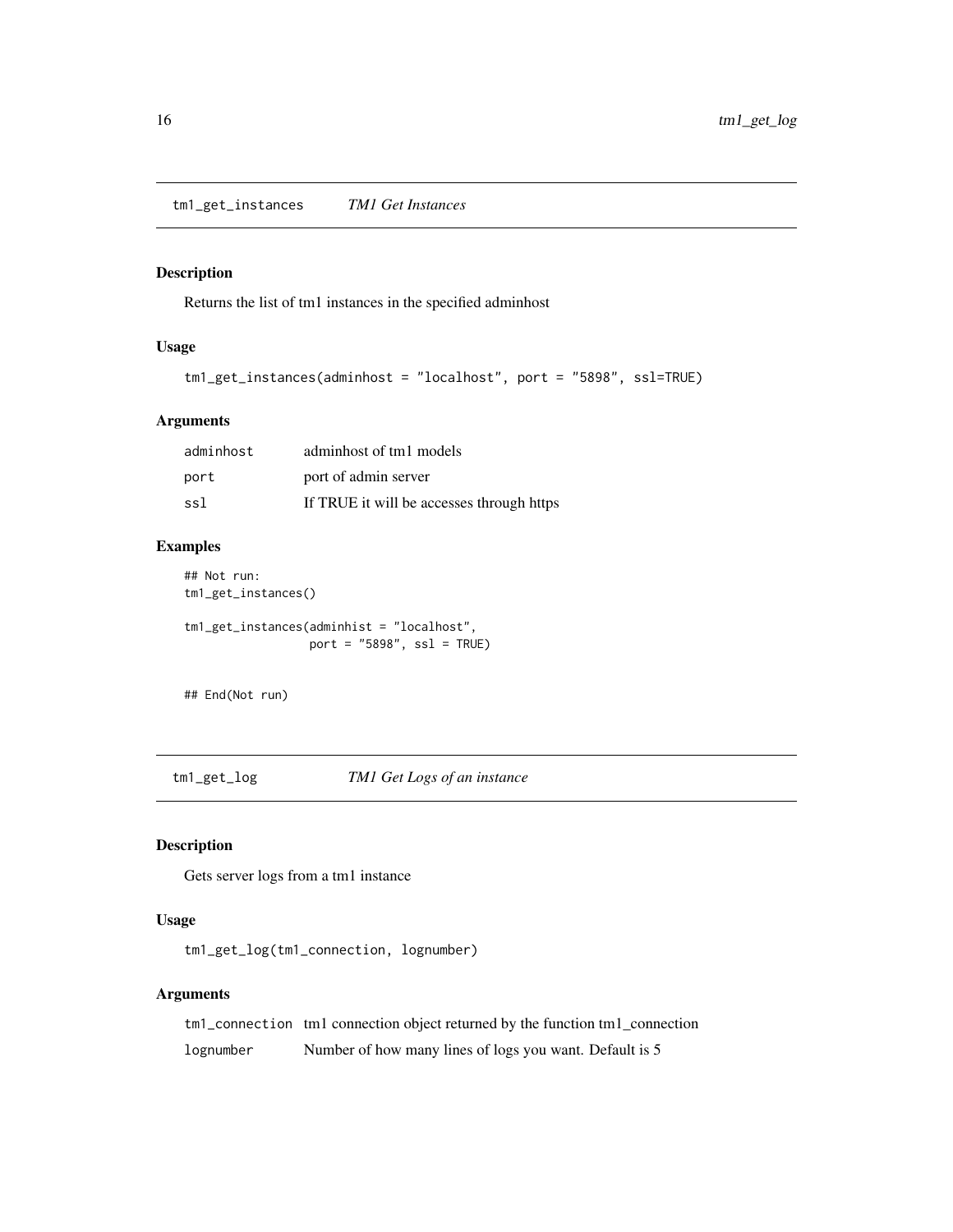## tm1_get_instances *TM1 Get Instances*

### Description

Returns the list of tm1 instances in the specified adminhost

### Usage

```
tm1_get_instances(adminhost = "localhost", port = "5898", ssl=TRUE)
```

### Arguments

| | |
|---|---|
| adminhost | adminhost of tm1 models |
| port | port of admin server |
| ssl | If TRUE it will be accesses through https |

### Examples

```
## Not run:
tm1_get_instances()

tm1_get_instances(adminhist = "localhost",
                  port = "5898", ssl = TRUE)


## End(Not run)
```

## tm1_get_log *TM1 Get Logs of an instance*

### Description

Gets server logs from a tm1 instance

### Usage

```
tm1_get_log(tm1_connection, lognumber)
```

### Arguments

| | |
|---|---|
| tm1_connection | tm1 connection object returned by the function tm1_connection |
| lognumber | Number of how many lines of logs you want. Default is 5 |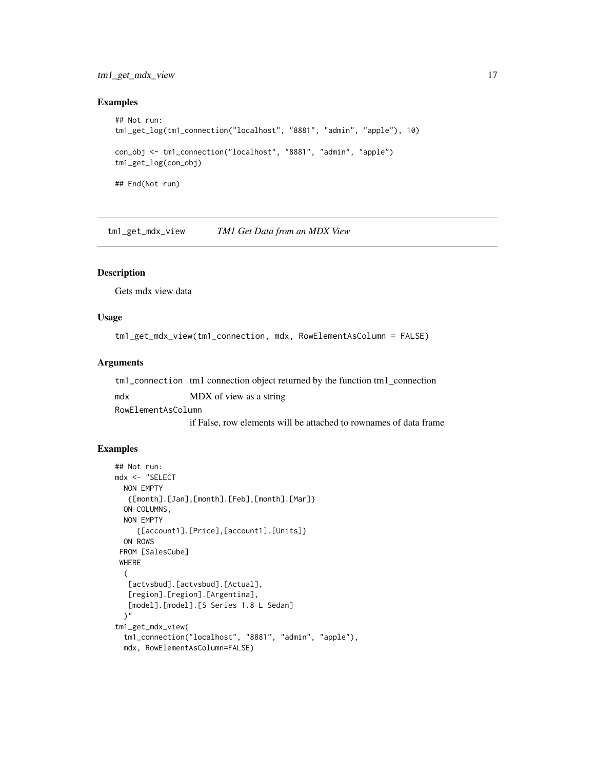## Examples

```
## Not run:
tm1_get_log(tm1_connection("localhost", "8881", "admin", "apple"), 10)

con_obj <- tm1_connection("localhost", "8881", "admin", "apple")
tm1_get_log(con_obj)

## End(Not run)
```

---

# tm1_get_mdx_view    *TM1 Get Data from an MDX View*

---

## Description

Gets mdx view data

## Usage

```
tm1_get_mdx_view(tm1_connection, mdx, RowElementAsColumn = FALSE)
```

## Arguments

| | |
|---|---|
| tm1_connection | tm1 connection object returned by the function tm1_connection |
| mdx | MDX of view as a string |
| RowElementAsColumn | if False, row elements will be attached to rownames of data frame |

## Examples

```
## Not run:
mdx <- "SELECT
  NON EMPTY
   {[month].[Jan],[month].[Feb],[month].[Mar]}
  ON COLUMNS,
  NON EMPTY
     {[account1].[Price],[account1].[Units]}
  ON ROWS
 FROM [SalesCube]
 WHERE
  (
   [actvsbud].[actvsbud].[Actual],
   [region].[region].[Argentina],
   [model].[model].[S Series 1.8 L Sedan]
  )"
tm1_get_mdx_view(
  tm1_connection("localhost", "8881", "admin", "apple"),
  mdx, RowElementAsColumn=FALSE)
```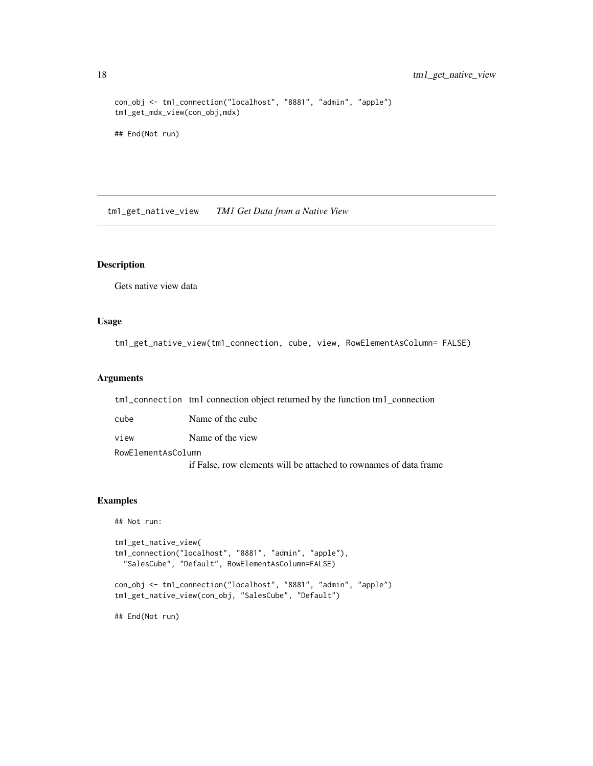```
con_obj <- tm1_connection("localhost", "8881", "admin", "apple")
tm1_get_mdx_view(con_obj,mdx)

## End(Not run)
```

## tm1_get_native_view    *TM1 Get Data from a Native View*

### Description

Gets native view data

### Usage

```
tm1_get_native_view(tm1_connection, cube, view, RowElementAsColumn= FALSE)
```

### Arguments

| | |
|---|---|
| tm1_connection | tm1 connection object returned by the function tm1_connection |
| cube | Name of the cube |
| view | Name of the view |
| RowElementAsColumn | if False, row elements will be attached to rownames of data frame |

### Examples

```
## Not run:

tm1_get_native_view(
tm1_connection("localhost", "8881", "admin", "apple"),
  "SalesCube", "Default", RowElementAsColumn=FALSE)

con_obj <- tm1_connection("localhost", "8881", "admin", "apple")
tm1_get_native_view(con_obj, "SalesCube", "Default")

## End(Not run)
```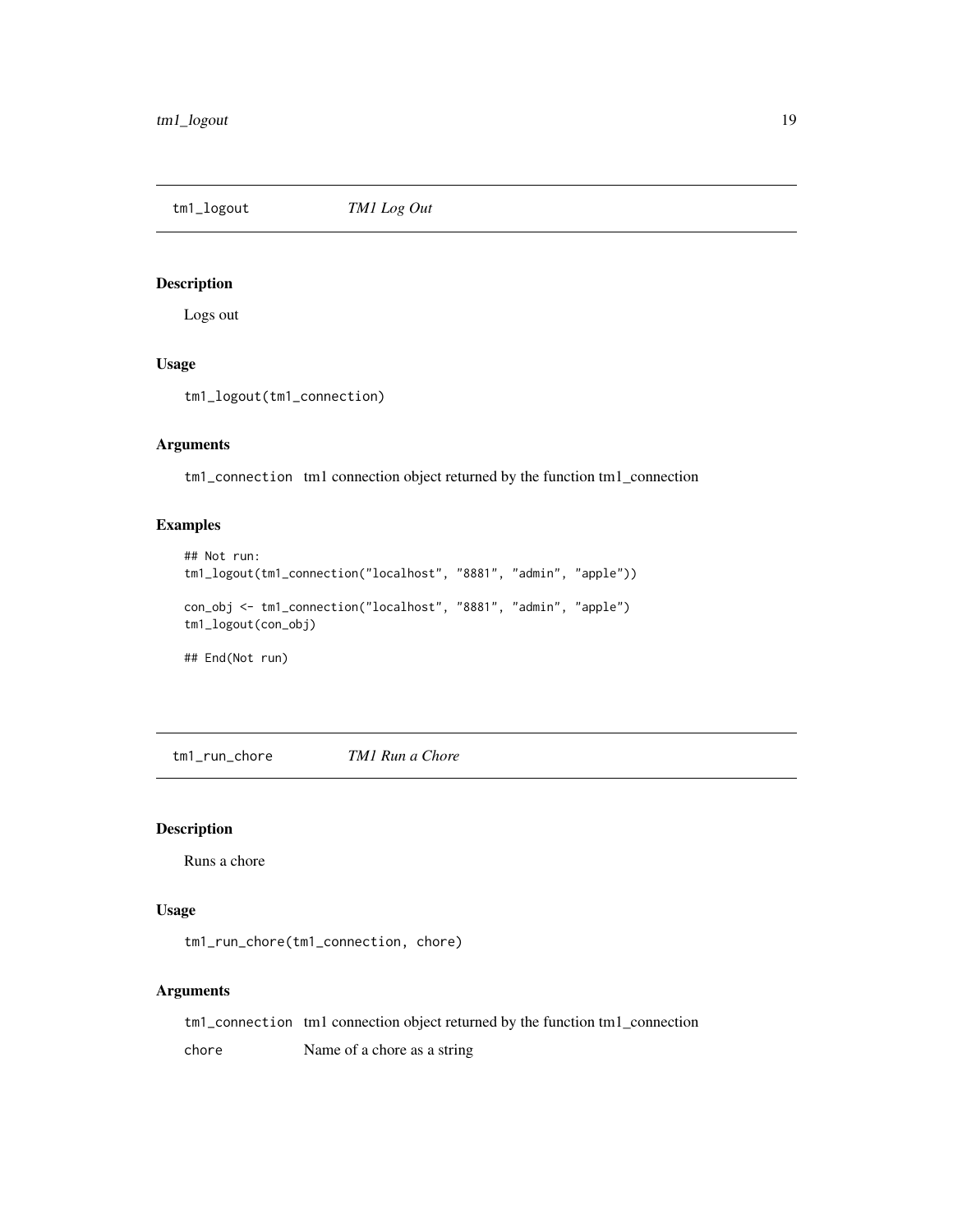## tm1_logout *TM1 Log Out*

### Description

Logs out

### Usage

```
tm1_logout(tm1_connection)
```

### Arguments

| | |
|---|---|
| tm1_connection | tm1 connection object returned by the function tm1_connection |

### Examples

```
## Not run:
tm1_logout(tm1_connection("localhost", "8881", "admin", "apple"))

con_obj <- tm1_connection("localhost", "8881", "admin", "apple")
tm1_logout(con_obj)

## End(Not run)
```

## tm1_run_chore *TM1 Run a Chore*

### Description

Runs a chore

### Usage

```
tm1_run_chore(tm1_connection, chore)
```

### Arguments

| | |
|---|---|
| tm1_connection | tm1 connection object returned by the function tm1_connection |
| chore | Name of a chore as a string |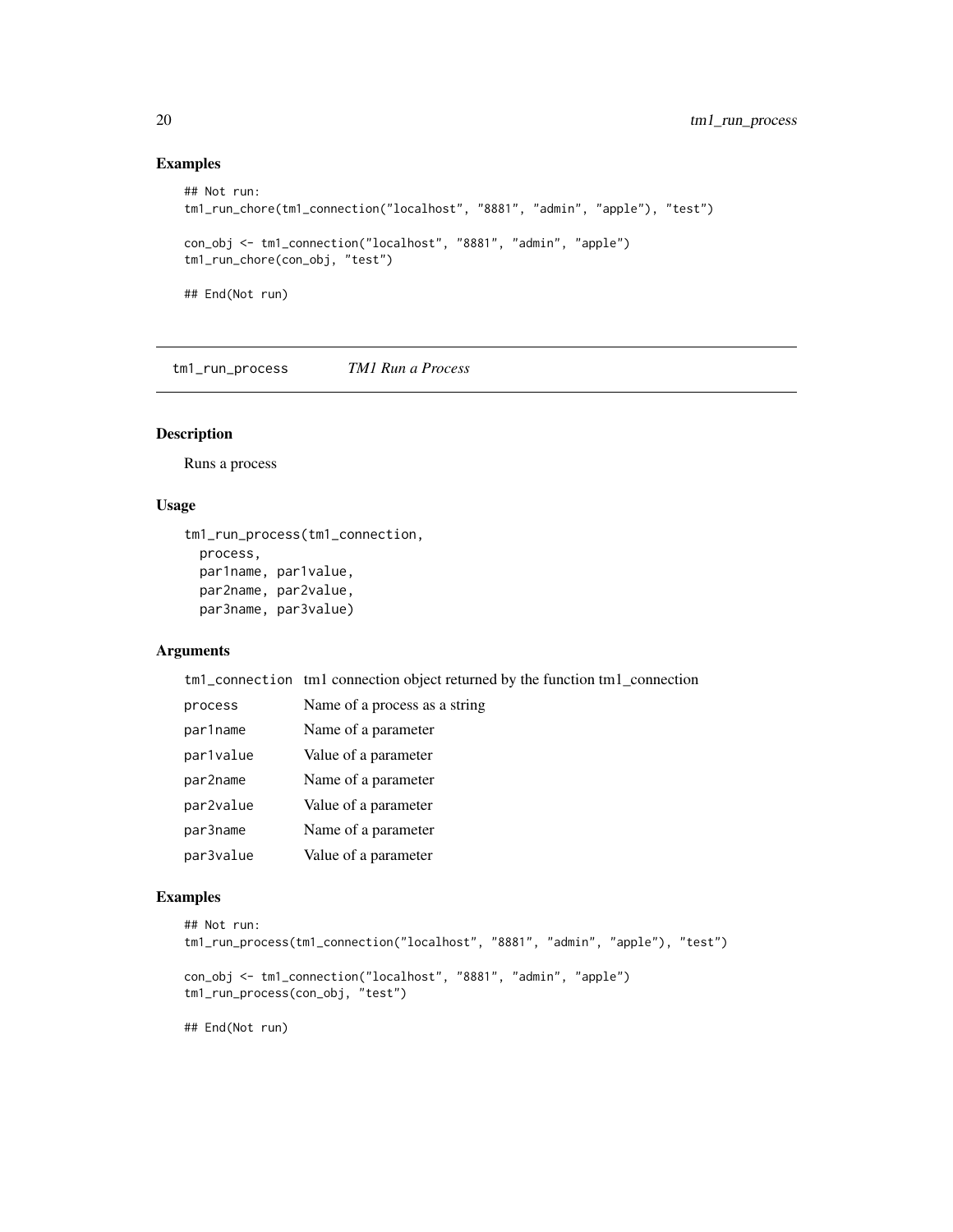## Examples

```
## Not run:
tm1_run_chore(tm1_connection("localhost", "8881", "admin", "apple"), "test")

con_obj <- tm1_connection("localhost", "8881", "admin", "apple")
tm1_run_chore(con_obj, "test")

## End(Not run)
```

---

# tm1_run_process    *TM1 Run a Process*

---

## Description

Runs a process

## Usage

```
tm1_run_process(tm1_connection,
  process,
  par1name, par1value,
  par2name, par2value,
  par3name, par3value)
```

## Arguments

| | |
|---|---|
| tm1_connection | tm1 connection object returned by the function tm1_connection |
| process | Name of a process as a string |
| par1name | Name of a parameter |
| par1value | Value of a parameter |
| par2name | Name of a parameter |
| par2value | Value of a parameter |
| par3name | Name of a parameter |
| par3value | Value of a parameter |

## Examples

```
## Not run:
tm1_run_process(tm1_connection("localhost", "8881", "admin", "apple"), "test")

con_obj <- tm1_connection("localhost", "8881", "admin", "apple")
tm1_run_process(con_obj, "test")

## End(Not run)
```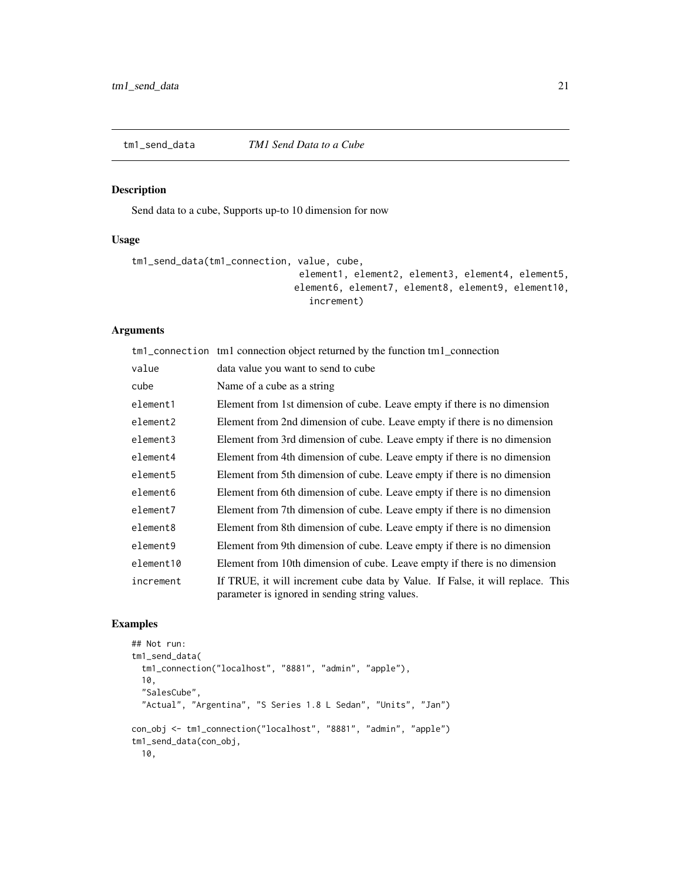## tm1_send_data *TM1 Send Data to a Cube*

### Description

Send data to a cube, Supports up-to 10 dimension for now

### Usage

```
tm1_send_data(tm1_connection, value, cube,
                               element1, element2, element3, element4, element5,
                              element6, element7, element8, element9, element10,
                                 increment)
```

### Arguments

| | |
|---|---|
| tm1_connection | tm1 connection object returned by the function tm1_connection |
| value | data value you want to send to cube |
| cube | Name of a cube as a string |
| element1 | Element from 1st dimension of cube. Leave empty if there is no dimension |
| element2 | Element from 2nd dimension of cube. Leave empty if there is no dimension |
| element3 | Element from 3rd dimension of cube. Leave empty if there is no dimension |
| element4 | Element from 4th dimension of cube. Leave empty if there is no dimension |
| element5 | Element from 5th dimension of cube. Leave empty if there is no dimension |
| element6 | Element from 6th dimension of cube. Leave empty if there is no dimension |
| element7 | Element from 7th dimension of cube. Leave empty if there is no dimension |
| element8 | Element from 8th dimension of cube. Leave empty if there is no dimension |
| element9 | Element from 9th dimension of cube. Leave empty if there is no dimension |
| element10 | Element from 10th dimension of cube. Leave empty if there is no dimension |
| increment | If TRUE, it will increment cube data by Value. If False, it will replace. This parameter is ignored in sending string values. |

### Examples

```
## Not run:
tm1_send_data(
  tm1_connection("localhost", "8881", "admin", "apple"),
  10,
  "SalesCube",
  "Actual", "Argentina", "S Series 1.8 L Sedan", "Units", "Jan")

con_obj <- tm1_connection("localhost", "8881", "admin", "apple")
tm1_send_data(con_obj,
  10,
```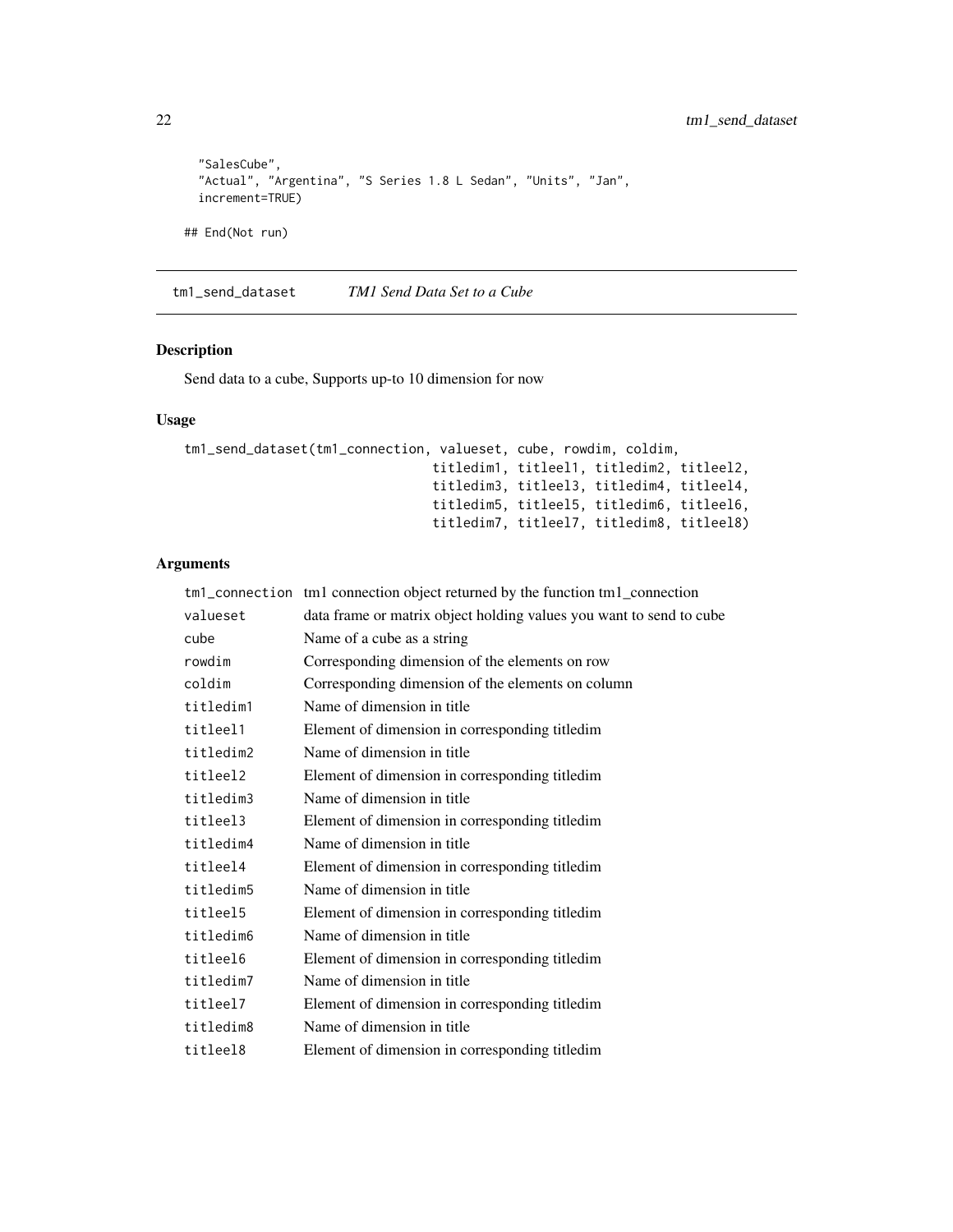```
  "SalesCube",
  "Actual", "Argentina", "S Series 1.8 L Sedan", "Units", "Jan",
  increment=TRUE)

## End(Not run)
```

## tm1_send_dataset *TM1 Send Data Set to a Cube*

### Description

Send data to a cube, Supports up-to 10 dimension for now

### Usage

```
tm1_send_dataset(tm1_connection, valueset, cube, rowdim, coldim,
                                titledim1, titleel1, titledim2, titleel2,
                                titledim3, titleel3, titledim4, titleel4,
                                titledim5, titleel5, titledim6, titleel6,
                                titledim7, titleel7, titledim8, titleel8)
```

### Arguments

| | |
|---|---|
| `tm1_connection` | tm1 connection object returned by the function tm1_connection |
| `valueset` | data frame or matrix object holding values you want to send to cube |
| `cube` | Name of a cube as a string |
| `rowdim` | Corresponding dimension of the elements on row |
| `coldim` | Corresponding dimension of the elements on column |
| `titledim1` | Name of dimension in title |
| `titleel1` | Element of dimension in corresponding titledim |
| `titledim2` | Name of dimension in title |
| `titleel2` | Element of dimension in corresponding titledim |
| `titledim3` | Name of dimension in title |
| `titleel3` | Element of dimension in corresponding titledim |
| `titledim4` | Name of dimension in title |
| `titleel4` | Element of dimension in corresponding titledim |
| `titledim5` | Name of dimension in title |
| `titleel5` | Element of dimension in corresponding titledim |
| `titledim6` | Name of dimension in title |
| `titleel6` | Element of dimension in corresponding titledim |
| `titledim7` | Name of dimension in title |
| `titleel7` | Element of dimension in corresponding titledim |
| `titledim8` | Name of dimension in title |
| `titleel8` | Element of dimension in corresponding titledim |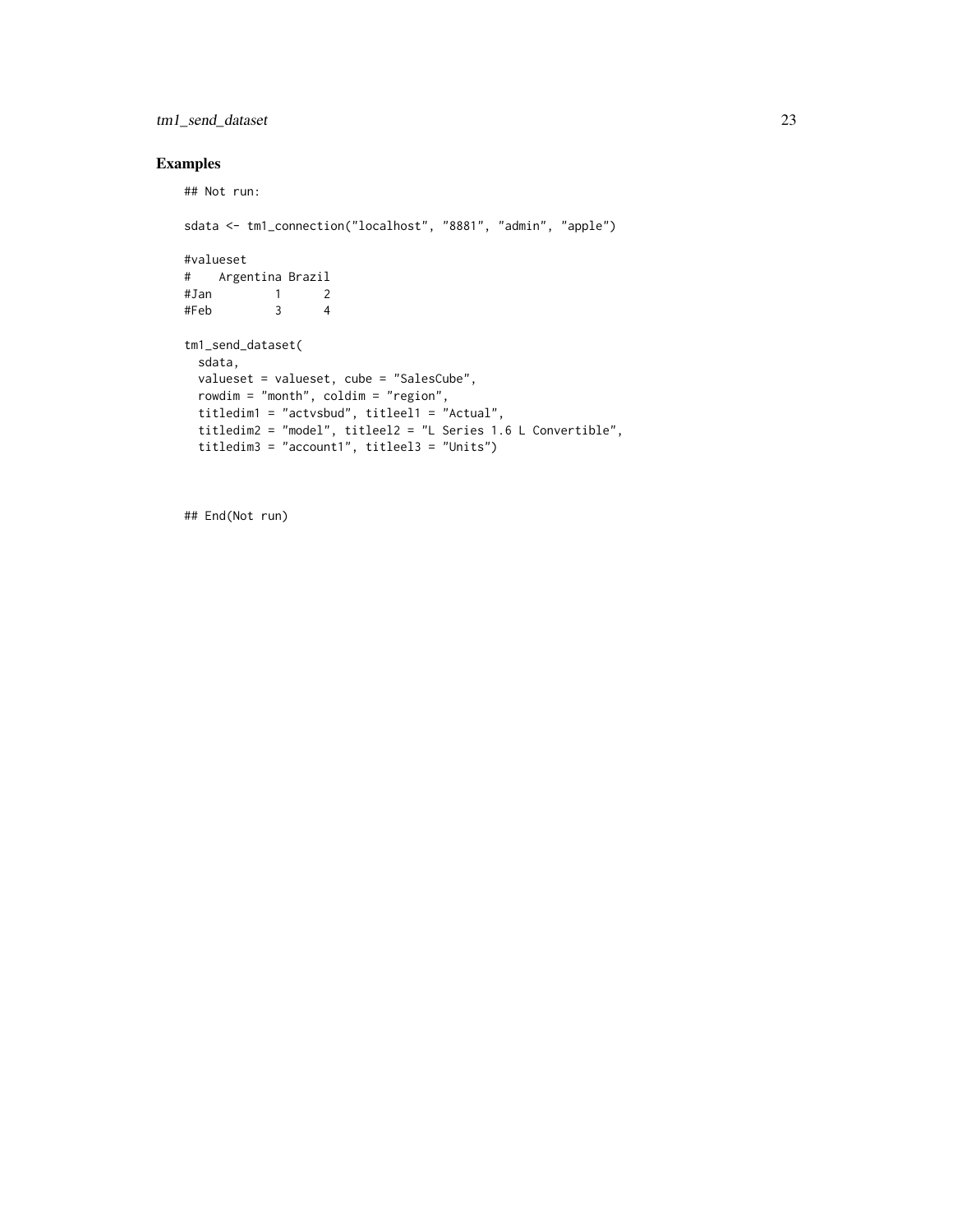## Examples

```
## Not run:

sdata <- tm1_connection("localhost", "8881", "admin", "apple")

#valueset
#    Argentina Brazil
#Jan         1      2
#Feb         3      4

tm1_send_dataset(
  sdata,
  valueset = valueset, cube = "SalesCube",
  rowdim = "month", coldim = "region",
  titledim1 = "actvsbud", titleel1 = "Actual",
  titledim2 = "model", titleel2 = "L Series 1.6 L Convertible",
  titledim3 = "account1", titleel3 = "Units")



## End(Not run)
```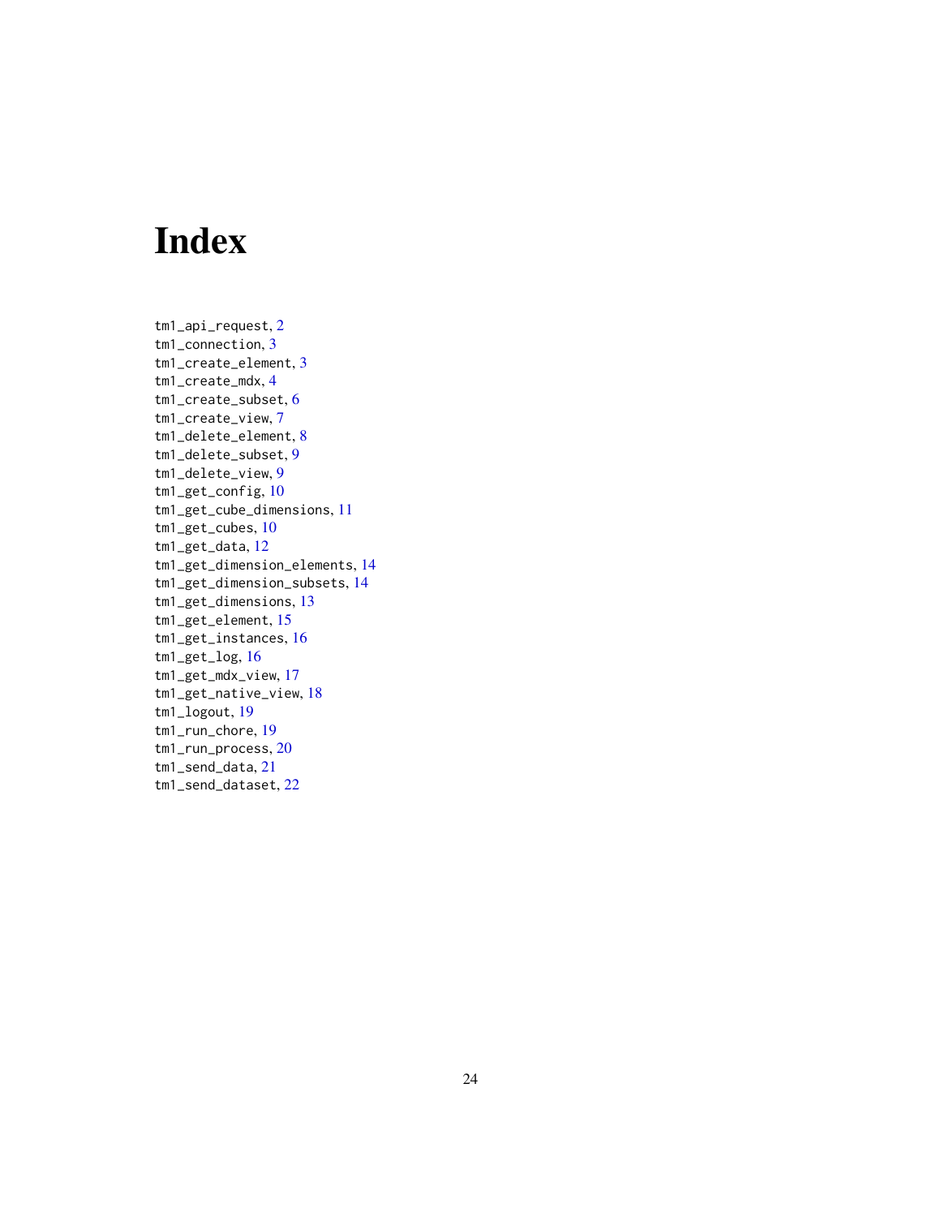# Index

tm1_api_request, 2
tm1_connection, 3
tm1_create_element, 3
tm1_create_mdx, 4
tm1_create_subset, 6
tm1_create_view, 7
tm1_delete_element, 8
tm1_delete_subset, 9
tm1_delete_view, 9
tm1_get_config, 10
tm1_get_cube_dimensions, 11
tm1_get_cubes, 10
tm1_get_data, 12
tm1_get_dimension_elements, 14
tm1_get_dimension_subsets, 14
tm1_get_dimensions, 13
tm1_get_element, 15
tm1_get_instances, 16
tm1_get_log, 16
tm1_get_mdx_view, 17
tm1_get_native_view, 18
tm1_logout, 19
tm1_run_chore, 19
tm1_run_process, 20
tm1_send_data, 21
tm1_send_dataset, 22